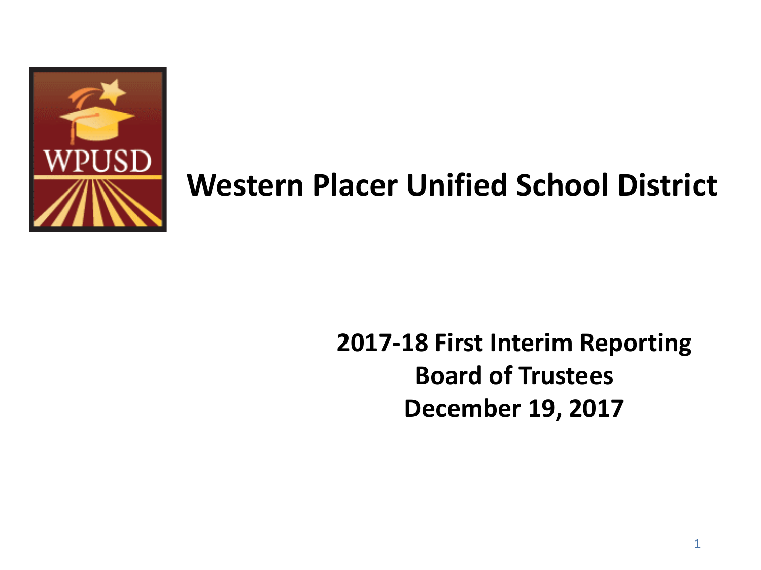# Western Placer Unified School District

**2017-18 First Interim Reporting**
**Board of Trustees**
**December 19, 2017**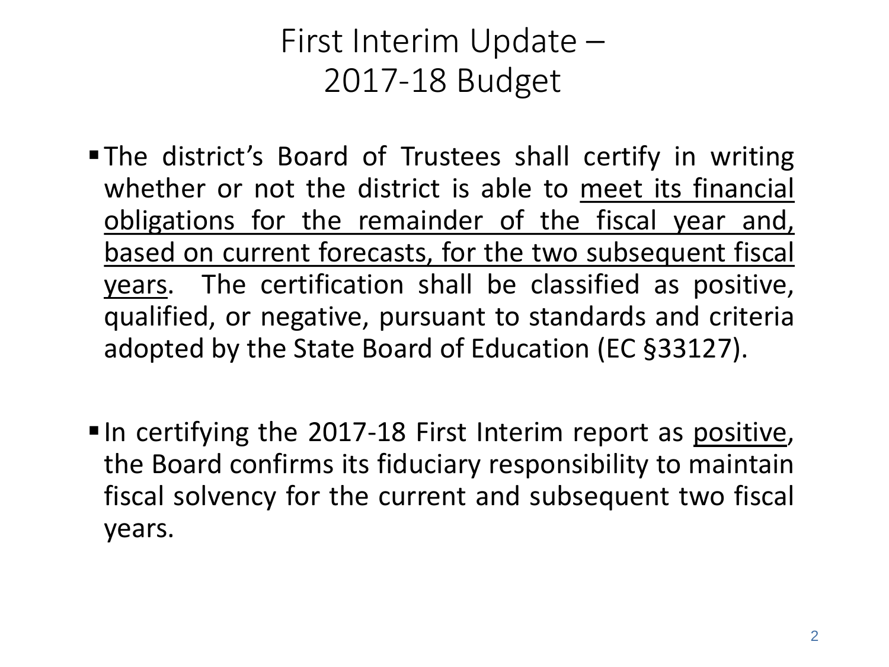# First Interim Update – 2017-18 Budget

- The district's Board of Trustees shall certify in writing whether or not the district is able to <u>meet its financial obligations for the remainder of the fiscal year and, based on current forecasts, for the two subsequent fiscal years</u>. The certification shall be classified as positive, qualified, or negative, pursuant to standards and criteria adopted by the State Board of Education (EC §33127).

- In certifying the 2017-18 First Interim report as <u>positive</u>, the Board confirms its fiduciary responsibility to maintain fiscal solvency for the current and subsequent two fiscal years.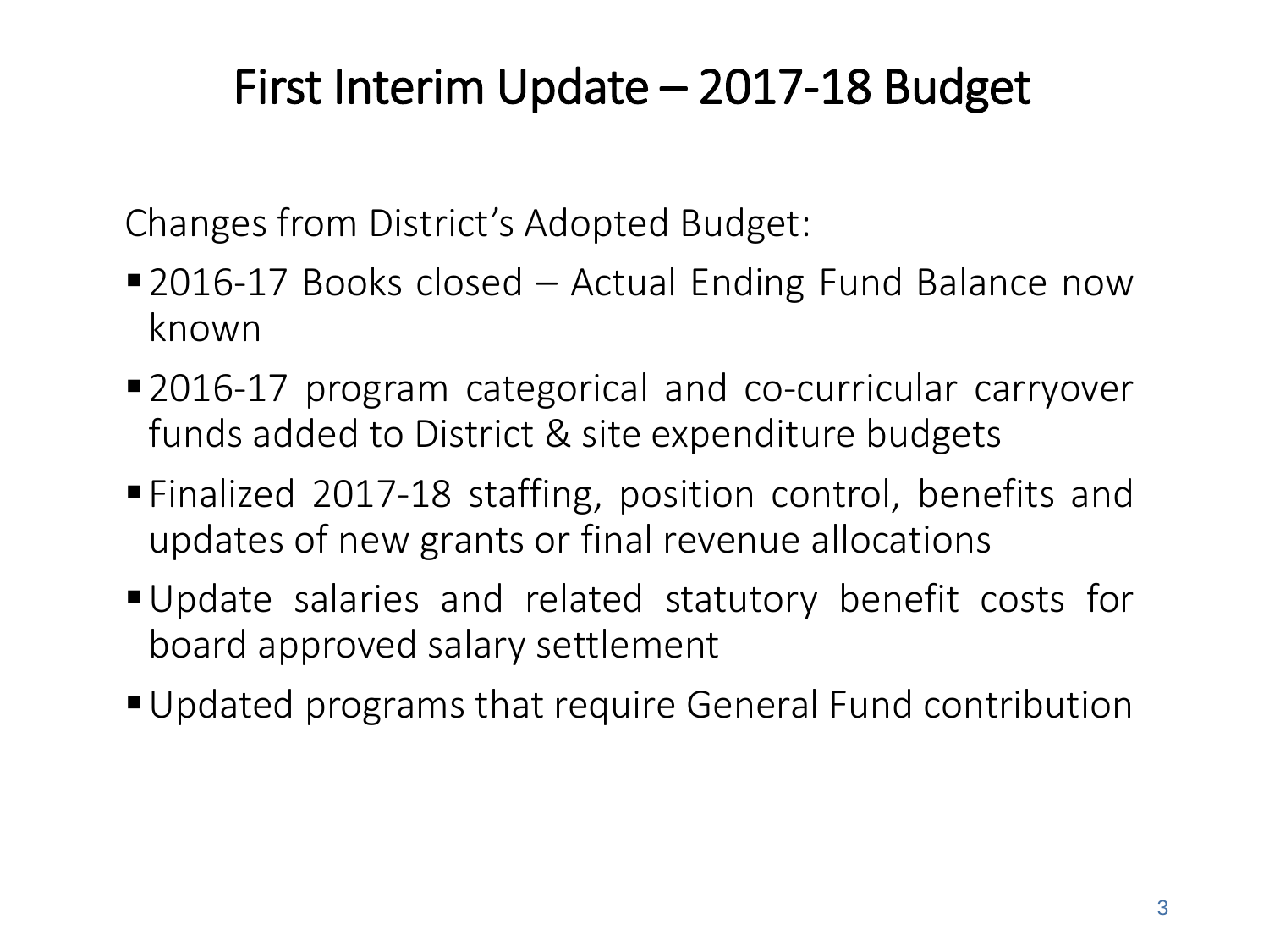# First Interim Update – 2017-18 Budget

Changes from District's Adopted Budget:

- 2016-17 Books closed – Actual Ending Fund Balance now known
- 2016-17 program categorical and co-curricular carryover funds added to District & site expenditure budgets
- Finalized 2017-18 staffing, position control, benefits and updates of new grants or final revenue allocations
- Update salaries and related statutory benefit costs for board approved salary settlement
- Updated programs that require General Fund contribution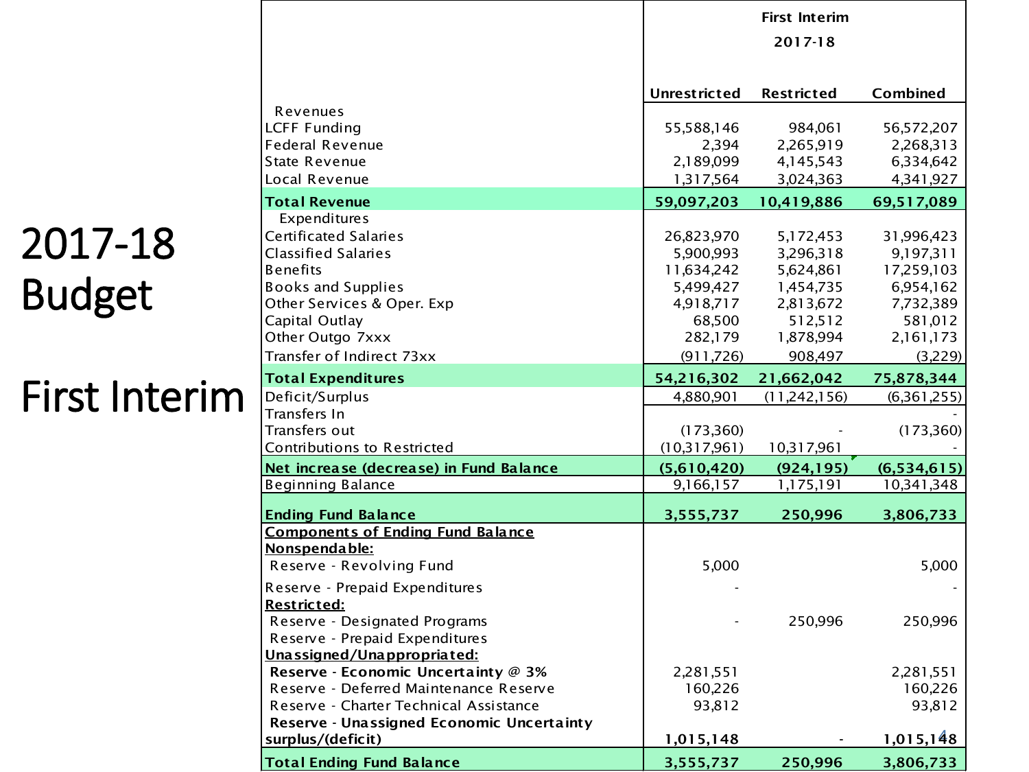# 2017-18 Budget

# First Interim

| | First Interim 2017-18 | | |
|---|---|---|---|
| | Unrestricted | Restricted | Combined |
| Revenues | | | |
| LCFF Funding | 55,588,146 | 984,061 | 56,572,207 |
| Federal Revenue | 2,394 | 2,265,919 | 2,268,313 |
| State Revenue | 2,189,099 | 4,145,543 | 6,334,642 |
| Local Revenue | 1,317,564 | 3,024,363 | 4,341,927 |
| **Total Revenue** | **59,097,203** | **10,419,886** | **69,517,089** |
| Expenditures | | | |
| Certificated Salaries | 26,823,970 | 5,172,453 | 31,996,423 |
| Classified Salaries | 5,900,993 | 3,296,318 | 9,197,311 |
| Benefits | 11,634,242 | 5,624,861 | 17,259,103 |
| Books and Supplies | 5,499,427 | 1,454,735 | 6,954,162 |
| Other Services & Oper. Exp | 4,918,717 | 2,813,672 | 7,732,389 |
| Capital Outlay | 68,500 | 512,512 | 581,012 |
| Other Outgo 7xxx | 282,179 | 1,878,994 | 2,161,173 |
| Transfer of Indirect 73xx | (911,726) | 908,497 | (3,229) |
| **Total Expenditures** | **54,216,302** | **21,662,042** | **75,878,344** |
| Deficit/Surplus | 4,880,901 | (11,242,156) | (6,361,255) |
| Transfers In | | | - |
| Transfers out | (173,360) | - | (173,360) |
| Contributions to Restricted | (10,317,961) | 10,317,961 | - |
| **Net increase (decrease) in Fund Balance** | **(5,610,420)** | **(924,195)** | **(6,534,615)** |
| Beginning Balance | 9,166,157 | 1,175,191 | 10,341,348 |
| **Ending Fund Balance** | **3,555,737** | **250,996** | **3,806,733** |
| **Components of Ending Fund Balance** | | | |
| **Nonspendable:** | | | |
| Reserve - Revolving Fund | 5,000 | | 5,000 |
| Reserve - Prepaid Expenditures | - | | - |
| **Restricted:** | | | |
| Reserve - Designated Programs | - | 250,996 | 250,996 |
| Reserve - Prepaid Expenditures | | | |
| **Unassigned/Unappropriated:** | | | |
| **Reserve - Economic Uncertainty @ 3%** | 2,281,551 | | 2,281,551 |
| Reserve - Deferred Maintenance Reserve | 160,226 | | 160,226 |
| Reserve - Charter Technical Assistance | 93,812 | | 93,812 |
| **Reserve - Unassigned Economic Uncertainty surplus/(deficit)** | **1,015,148** | - | **1,015,148** |
| **Total Ending Fund Balance** | **3,555,737** | **250,996** | **3,806,733** |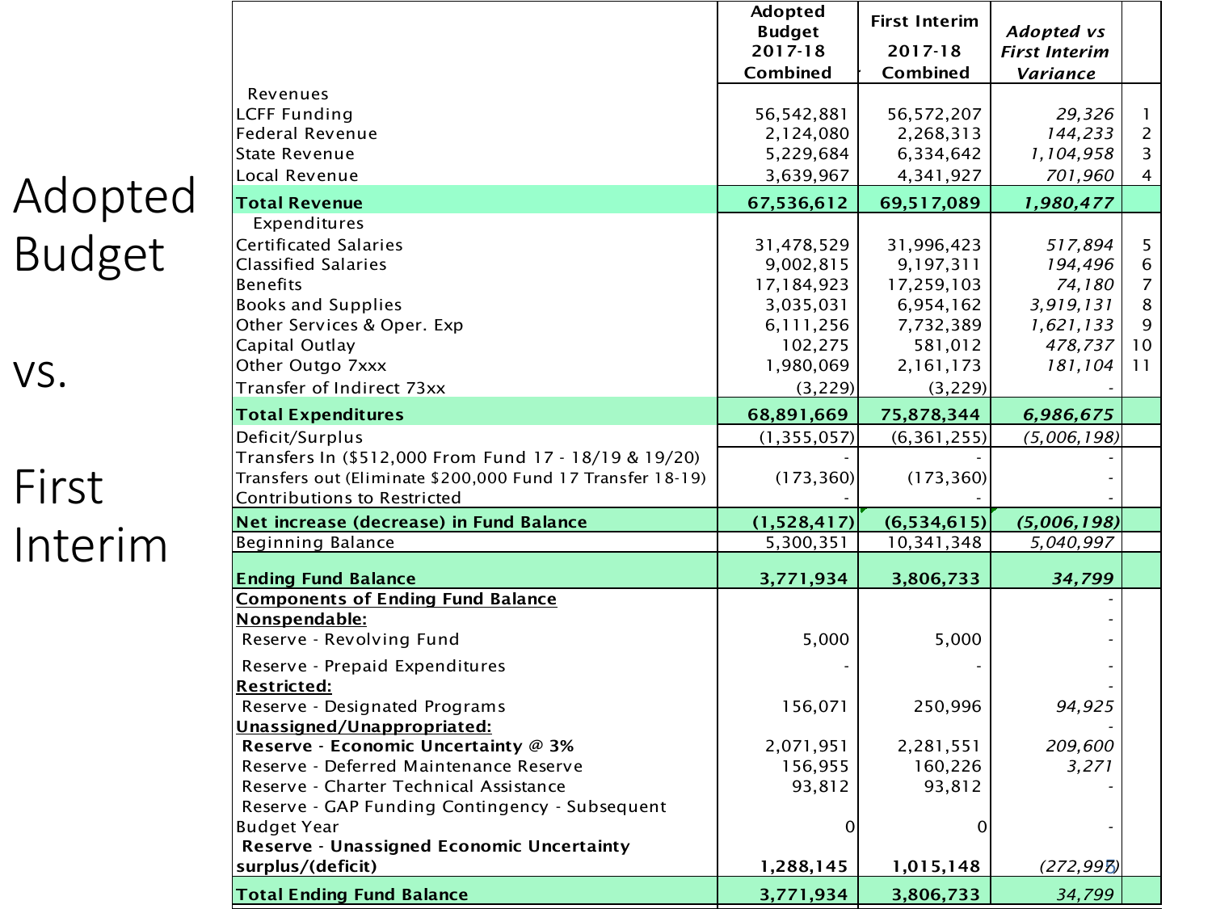# Adopted Budget vs. First Interim

| | Adopted Budget 2017-18 Combined | First Interim 2017-18 Combined | *Adopted vs First Interim Variance* | |
|---|---|---|---|---|
| Revenues | | | | |
| LCFF Funding | 56,542,881 | 56,572,207 | *29,326* | 1 |
| Federal Revenue | 2,124,080 | 2,268,313 | *144,233* | 2 |
| State Revenue | 5,229,684 | 6,334,642 | *1,104,958* | 3 |
| Local Revenue | 3,639,967 | 4,341,927 | *701,960* | 4 |
| **Total Revenue** | **67,536,612** | **69,517,089** | ***1,980,477*** | |
| Expenditures | | | | |
| Certificated Salaries | 31,478,529 | 31,996,423 | *517,894* | 5 |
| Classified Salaries | 9,002,815 | 9,197,311 | *194,496* | 6 |
| Benefits | 17,184,923 | 17,259,103 | *74,180* | 7 |
| Books and Supplies | 3,035,031 | 6,954,162 | *3,919,131* | 8 |
| Other Services & Oper. Exp | 6,111,256 | 7,732,389 | *1,621,133* | 9 |
| Capital Outlay | 102,275 | 581,012 | *478,737* | 10 |
| Other Outgo 7xxx | 1,980,069 | 2,161,173 | *181,104* | 11 |
| Transfer of Indirect 73xx | (3,229) | (3,229) | - | |
| **Total Expenditures** | **68,891,669** | **75,878,344** | ***6,986,675*** | |
| Deficit/Surplus | (1,355,057) | (6,361,255) | *(5,006,198)* | |
| Transfers In ($512,000 From Fund 17 - 18/19 & 19/20) | - | - | - | |
| Transfers out (Eliminate $200,000 Fund 17 Transfer 18-19) | (173,360) | (173,360) | - | |
| Contributions to Restricted | - | - | - | |
| **Net increase (decrease) in Fund Balance** | **(1,528,417)** | **(6,534,615)** | ***(5,006,198)*** | |
| Beginning Balance | 5,300,351 | 10,341,348 | *5,040,997* | |
| **Ending Fund Balance** | **3,771,934** | **3,806,733** | ***34,799*** | |
| **Components of Ending Fund Balance** | | | - | |
| **Nonspendable:** | | | - | |
| Reserve - Revolving Fund | 5,000 | 5,000 | - | |
| Reserve - Prepaid Expenditures | - | - | - | |
| **Restricted:** | | | - | |
| Reserve - Designated Programs | 156,071 | 250,996 | *94,925* | |
| **Unassigned/Unappropriated:** | | | - | |
| **Reserve - Economic Uncertainty @ 3%** | 2,071,951 | 2,281,551 | *209,600* | |
| Reserve - Deferred Maintenance Reserve | 156,955 | 160,226 | *3,271* | |
| Reserve - Charter Technical Assistance | 93,812 | 93,812 | - | |
| Reserve - GAP Funding Contingency - Subsequent Budget Year | 0 | 0 | - | |
| **Reserve - Unassigned Economic Uncertainty surplus/(deficit)** | **1,288,145** | **1,015,148** | *(272,997)* | |
| **Total Ending Fund Balance** | **3,771,934** | **3,806,733** | *34,799* | |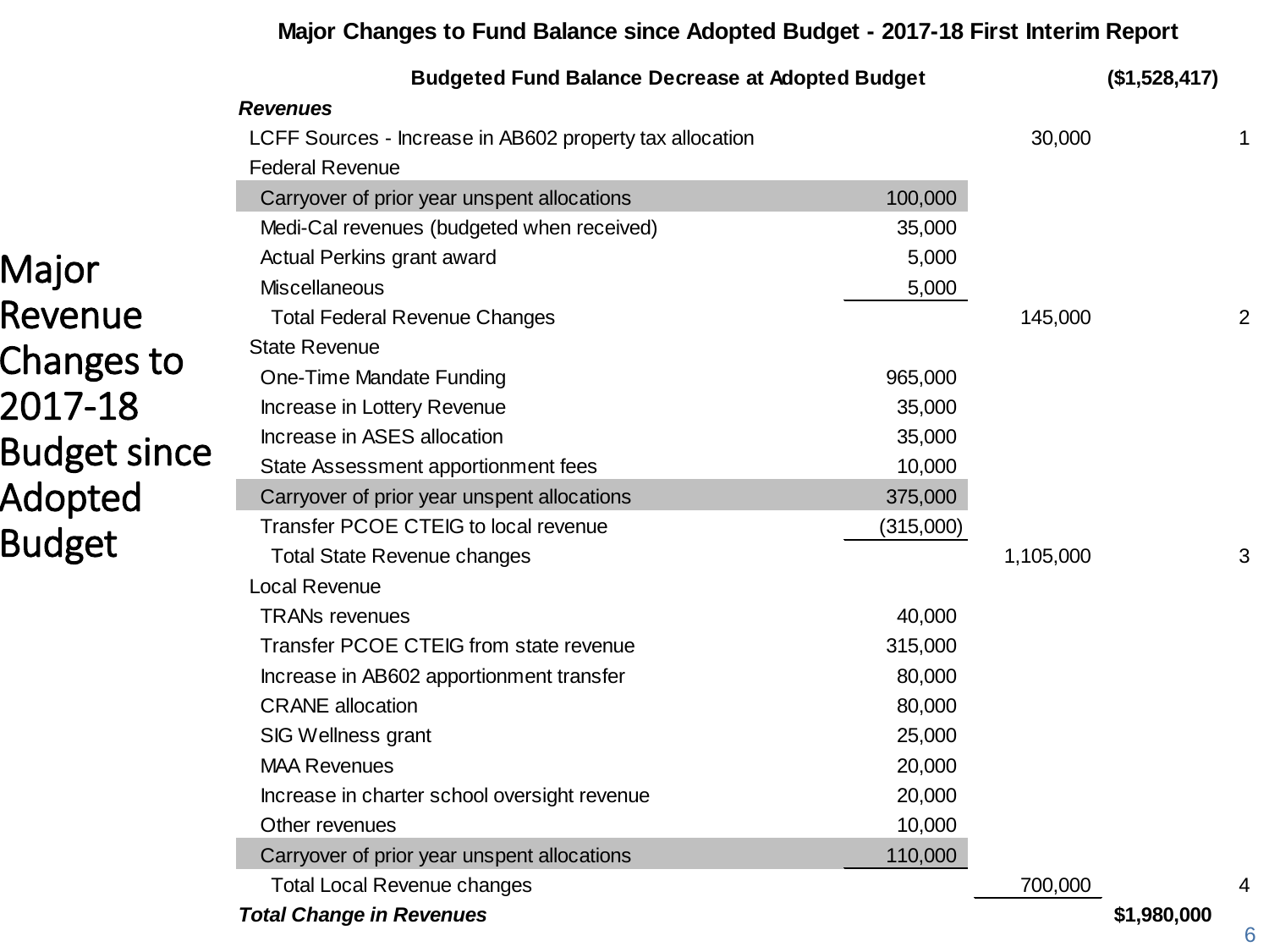# Major Revenue Changes to 2017-18 Budget since Adopted Budget

**Major Changes to Fund Balance since Adopted Budget - 2017-18 First Interim Report**

| | | | | |
|---|---|---|---|---|
| **Budgeted Fund Balance Decrease at Adopted Budget** | | | **($1,528,417)** | |
| ***Revenues*** | | | | |
| LCFF Sources - Increase in AB602 property tax allocation | | 30,000 | | 1 |
| Federal Revenue | | | | |
| Carryover of prior year unspent allocations | 100,000 | | | |
| Medi-Cal revenues (budgeted when received) | 35,000 | | | |
| Actual Perkins grant award | 5,000 | | | |
| Miscellaneous | 5,000 | | | |
| Total Federal Revenue Changes | | 145,000 | | 2 |
| State Revenue | | | | |
| One-Time Mandate Funding | 965,000 | | | |
| Increase in Lottery Revenue | 35,000 | | | |
| Increase in ASES allocation | 35,000 | | | |
| State Assessment apportionment fees | 10,000 | | | |
| Carryover of prior year unspent allocations | 375,000 | | | |
| Transfer PCOE CTEIG to local revenue | (315,000) | | | |
| Total State Revenue changes | | 1,105,000 | | 3 |
| Local Revenue | | | | |
| TRANs revenues | 40,000 | | | |
| Transfer PCOE CTEIG from state revenue | 315,000 | | | |
| Increase in AB602 apportionment transfer | 80,000 | | | |
| CRANE allocation | 80,000 | | | |
| SIG Wellness grant | 25,000 | | | |
| MAA Revenues | 20,000 | | | |
| Increase in charter school oversight revenue | 20,000 | | | |
| Other revenues | 10,000 | | | |
| Carryover of prior year unspent allocations | 110,000 | | | |
| Total Local Revenue changes | | 700,000 | | 4 |
| ***Total Change in Revenues*** | | | **$1,980,000** | |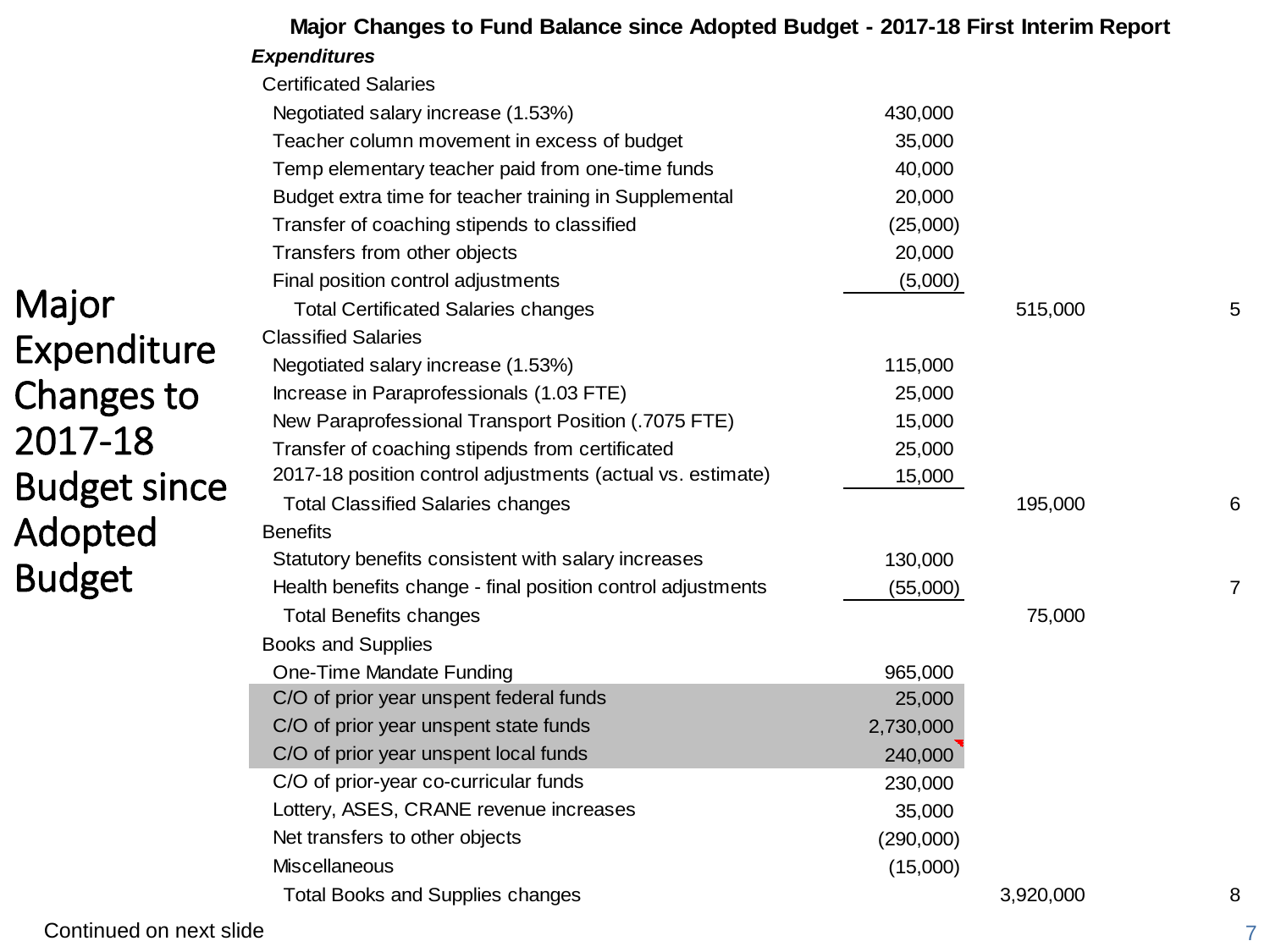# Major Expenditure Changes to 2017-18 Budget since Adopted Budget

## Major Changes to Fund Balance since Adopted Budget - 2017-18 First Interim Report

***Expenditures***

| | | | |
|---|---|---|---|
| **Certificated Salaries** | | | |
| Negotiated salary increase (1.53%) | 430,000 | | |
| Teacher column movement in excess of budget | 35,000 | | |
| Temp elementary teacher paid from one-time funds | 40,000 | | |
| Budget extra time for teacher training in Supplemental | 20,000 | | |
| Transfer of coaching stipends to classified | (25,000) | | |
| Transfers from other objects | 20,000 | | |
| Final position control adjustments | (5,000) | | |
| Total Certificated Salaries changes | | 515,000 | 5 |
| **Classified Salaries** | | | |
| Negotiated salary increase (1.53%) | 115,000 | | |
| Increase in Paraprofessionals (1.03 FTE) | 25,000 | | |
| New Paraprofessional Transport Position (.7075 FTE) | 15,000 | | |
| Transfer of coaching stipends from certificated | 25,000 | | |
| 2017-18 position control adjustments (actual vs. estimate) | 15,000 | | |
| Total Classified Salaries changes | | 195,000 | 6 |
| **Benefits** | | | |
| Statutory benefits consistent with salary increases | 130,000 | | |
| Health benefits change - final position control adjustments | (55,000) | | 7 |
| Total Benefits changes | | 75,000 | |
| **Books and Supplies** | | | |
| One-Time Mandate Funding | 965,000 | | |
| C/O of prior year unspent federal funds | 25,000 | | |
| C/O of prior year unspent state funds | 2,730,000 | | |
| C/O of prior year unspent local funds | 240,000 | | |
| C/O of prior-year co-curricular funds | 230,000 | | |
| Lottery, ASES, CRANE revenue increases | 35,000 | | |
| Net transfers to other objects | (290,000) | | |
| Miscellaneous | (15,000) | | |
| Total Books and Supplies changes | | 3,920,000 | 8 |

Continued on next slide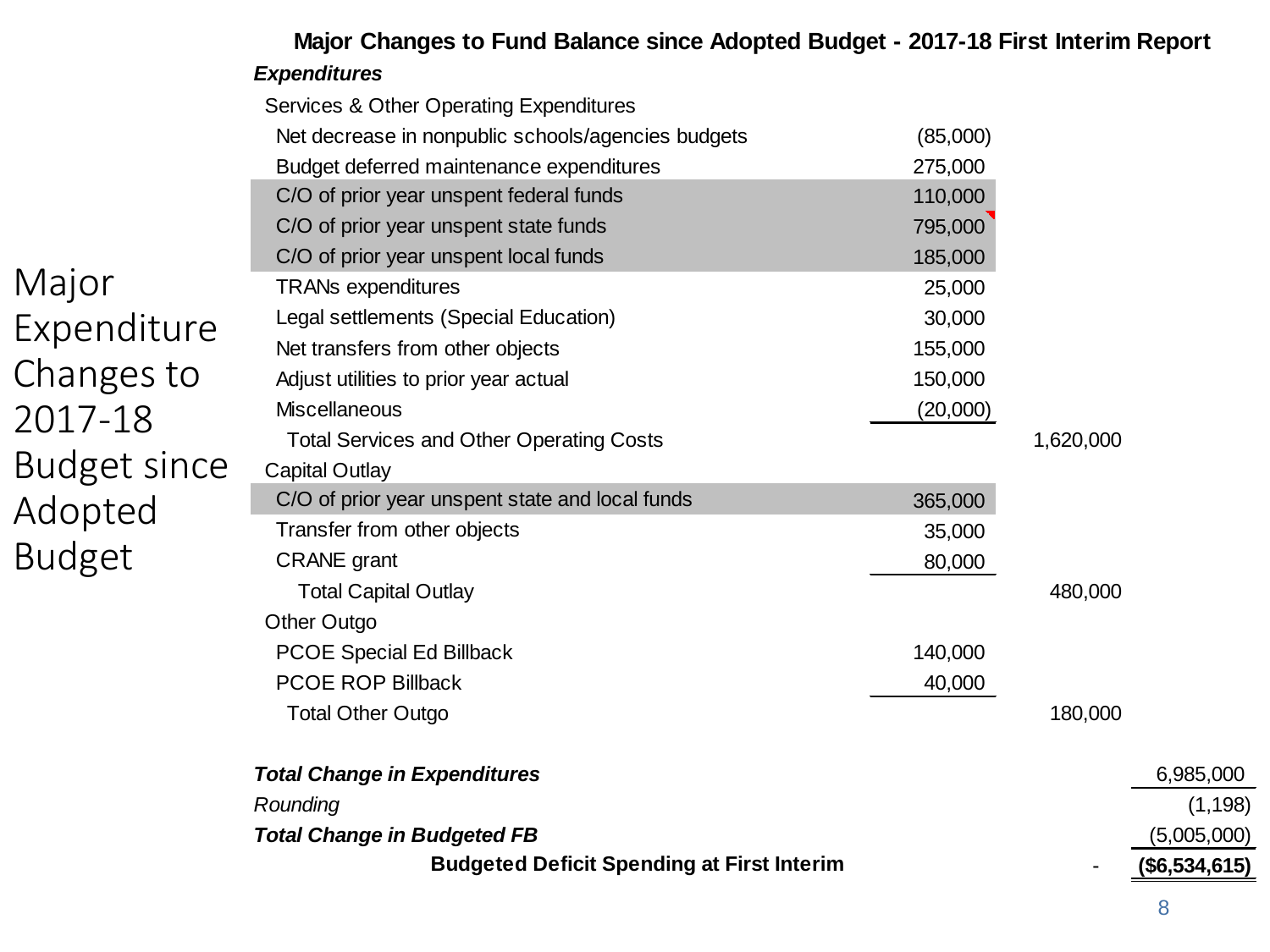# Major Expenditure Changes to 2017-18 Budget since Adopted Budget

## Major Changes to Fund Balance since Adopted Budget - 2017-18 First Interim Report

| | | | |
|---|---|---|---|
| ***Expenditures*** | | | |
| Services & Other Operating Expenditures | | | |
| Net decrease in nonpublic schools/agencies budgets | (85,000) | | |
| Budget deferred maintenance expenditures | 275,000 | | |
| C/O of prior year unspent federal funds | 110,000 | | |
| C/O of prior year unspent state funds | 795,000 | | |
| C/O of prior year unspent local funds | 185,000 | | |
| TRANs expenditures | 25,000 | | |
| Legal settlements (Special Education) | 30,000 | | |
| Net transfers from other objects | 155,000 | | |
| Adjust utilities to prior year actual | 150,000 | | |
| Miscellaneous | (20,000) | | |
| Total Services and Other Operating Costs | | 1,620,000 | |
| Capital Outlay | | | |
| C/O of prior year unspent state and local funds | 365,000 | | |
| Transfer from other objects | 35,000 | | |
| CRANE grant | 80,000 | | |
| Total Capital Outlay | | 480,000 | |
| Other Outgo | | | |
| PCOE Special Ed Billback | 140,000 | | |
| PCOE ROP Billback | 40,000 | | |
| Total Other Outgo | | 180,000 | |
| | | | |
| ***Total Change in Expenditures*** | | | 6,985,000 |
| *Rounding* | | | (1,198) |
| ***Total Change in Budgeted FB*** | | | (5,005,000) |
| **Budgeted Deficit Spending at First Interim** | | - | **($6,534,615)** |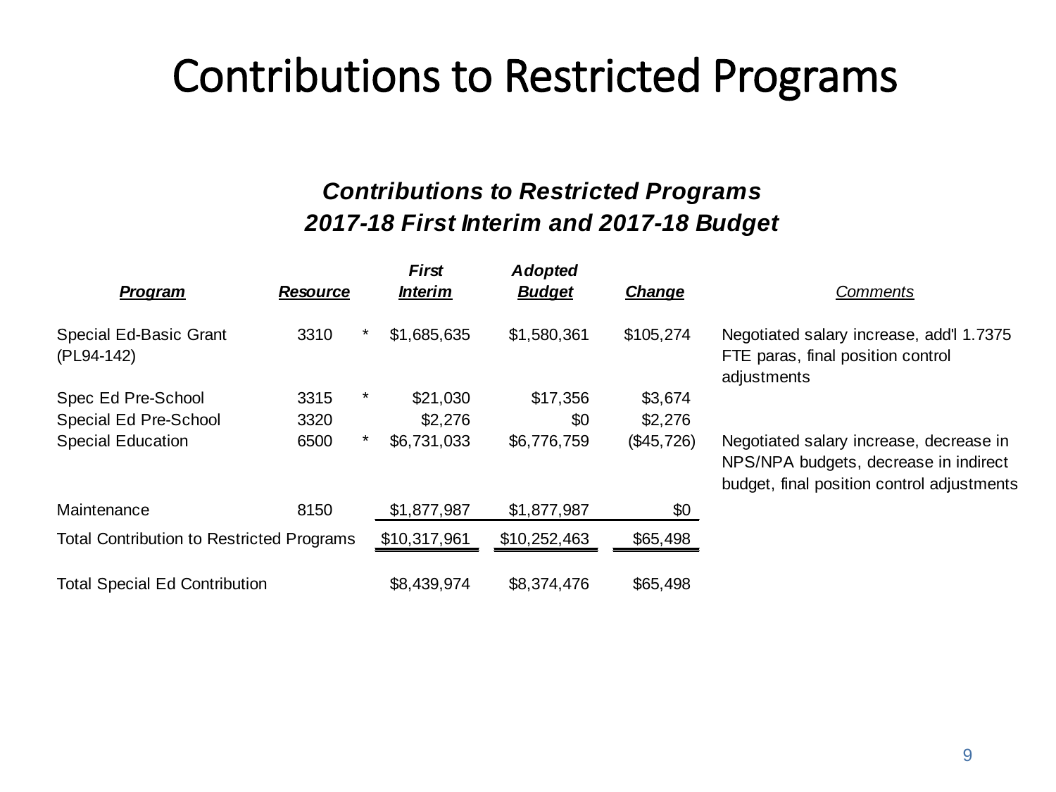# Contributions to Restricted Programs

### *Contributions to Restricted Programs*
### *2017-18 First Interim and 2017-18 Budget*

| ***Program*** | ***Resource*** | | ***First Interim*** | ***Adopted Budget*** | ***Change*** | *Comments* |
|---|---|---|---|---|---|---|
| Special Ed-Basic Grant (PL94-142) | 3310 | * | $1,685,635 | $1,580,361 | $105,274 | Negotiated salary increase, add'l 1.7375 FTE paras, final position control adjustments |
| Spec Ed Pre-School | 3315 | * | $21,030 | $17,356 | $3,674 | |
| Special Ed Pre-School | 3320 | | $2,276 | $0 | $2,276 | |
| Special Education | 6500 | * | $6,731,033 | $6,776,759 | ($45,726) | Negotiated salary increase, decrease in NPS/NPA budgets, decrease in indirect budget, final position control adjustments |
| Maintenance | 8150 | | $1,877,987 | $1,877,987 | $0 | |
| Total Contribution to Restricted Programs | | | $10,317,961 | $10,252,463 | $65,498 | |
| Total Special Ed Contribution | | | $8,439,974 | $8,374,476 | $65,498 | |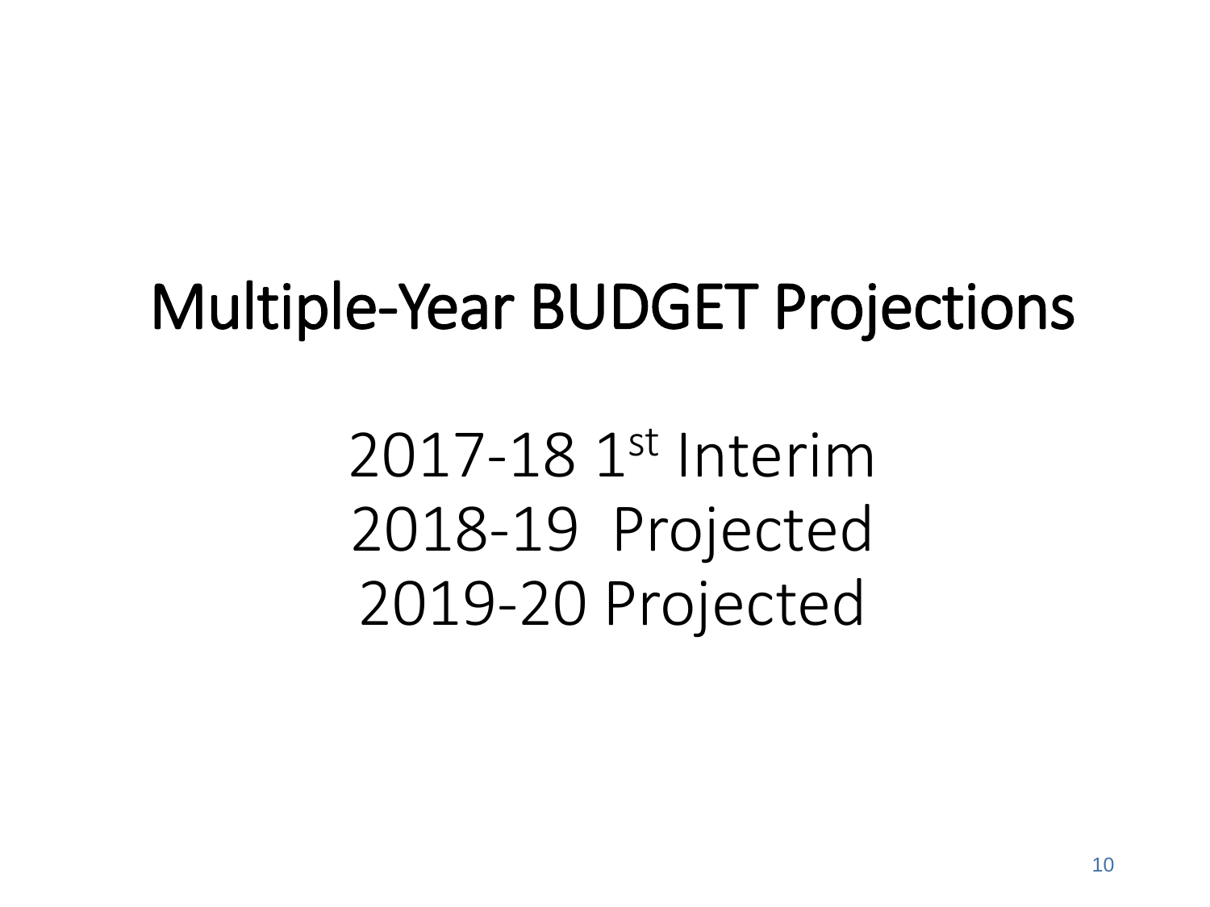# Multiple-Year BUDGET Projections

2017-18 1st Interim
2018-19 Projected
2019-20 Projected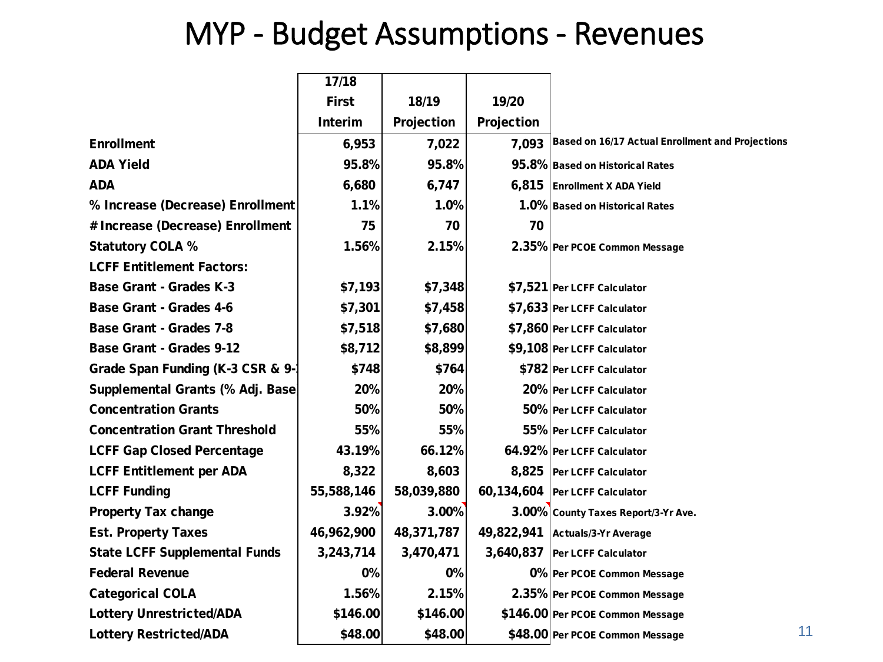# MYP - Budget Assumptions - Revenues

| | 17/18 First Interim | 18/19 Projection | 19/20 Projection | |
|---|---|---|---|---|
| **Enrollment** | 6,953 | 7,022 | 7,093 | Based on 16/17 Actual Enrollment and Projections |
| **ADA Yield** | 95.8% | 95.8% | 95.8% | Based on Historical Rates |
| **ADA** | 6,680 | 6,747 | 6,815 | Enrollment X ADA Yield |
| **% Increase (Decrease) Enrollment** | 1.1% | 1.0% | 1.0% | Based on Historical Rates |
| **# Increase (Decrease) Enrollment** | 75 | 70 | 70 | |
| **Statutory COLA %** | 1.56% | 2.15% | 2.35% | Per PCOE Common Message |
| **LCFF Entitlement Factors:** | | | | |
| **Base Grant - Grades K-3** | $7,193 | $7,348 | $7,521 | Per LCFF Calculator |
| **Base Grant - Grades 4-6** | $7,301 | $7,458 | $7,633 | Per LCFF Calculator |
| **Base Grant - Grades 7-8** | $7,518 | $7,680 | $7,860 | Per LCFF Calculator |
| **Base Grant - Grades 9-12** | $8,712 | $8,899 | $9,108 | Per LCFF Calculator |
| **Grade Span Funding (K-3 CSR & 9-1** | $748 | $764 | $782 | Per LCFF Calculator |
| **Supplemental Grants (% Adj. Base** | 20% | 20% | 20% | Per LCFF Calculator |
| **Concentration Grants** | 50% | 50% | 50% | Per LCFF Calculator |
| **Concentration Grant Threshold** | 55% | 55% | 55% | Per LCFF Calculator |
| **LCFF Gap Closed Percentage** | 43.19% | 66.12% | 64.92% | Per LCFF Calculator |
| **LCFF Entitlement per ADA** | 8,322 | 8,603 | 8,825 | Per LCFF Calculator |
| **LCFF Funding** | 55,588,146 | 58,039,880 | 60,134,604 | Per LCFF Calculator |
| **Property Tax change** | 3.92% | 3.00% | 3.00% | County Taxes Report/3-Yr Ave. |
| **Est. Property Taxes** | 46,962,900 | 48,371,787 | 49,822,941 | Actuals/3-Yr Average |
| **State LCFF Supplemental Funds** | 3,243,714 | 3,470,471 | 3,640,837 | Per LCFF Calculator |
| **Federal Revenue** | 0% | 0% | 0% | Per PCOE Common Message |
| **Categorical COLA** | 1.56% | 2.15% | 2.35% | Per PCOE Common Message |
| **Lottery Unrestricted/ADA** | $146.00 | $146.00 | $146.00 | Per PCOE Common Message |
| **Lottery Restricted/ADA** | $48.00 | $48.00 | $48.00 | Per PCOE Common Message |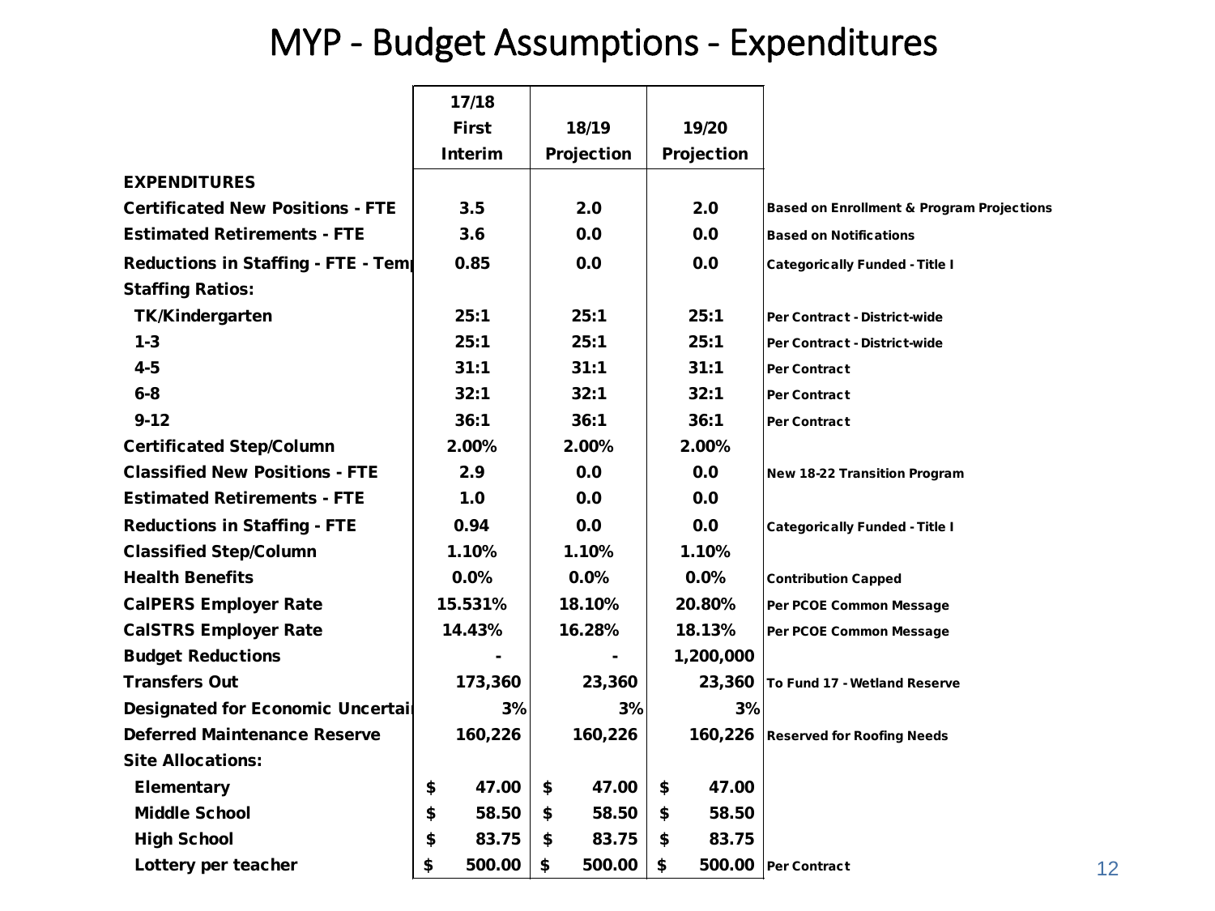# MYP - Budget Assumptions - Expenditures

| | 17/18 First Interim | 18/19 Projection | 19/20 Projection | |
|---|---|---|---|---|
| **EXPENDITURES** | | | | |
| **Certificated New Positions - FTE** | 3.5 | 2.0 | 2.0 | Based on Enrollment & Program Projections |
| **Estimated Retirements - FTE** | 3.6 | 0.0 | 0.0 | Based on Notifications |
| **Reductions in Staffing - FTE - Tem** | 0.85 | 0.0 | 0.0 | Categorically Funded - Title I |
| **Staffing Ratios:** | | | | |
| TK/Kindergarten | 25:1 | 25:1 | 25:1 | Per Contract - District-wide |
| 1-3 | 25:1 | 25:1 | 25:1 | Per Contract - District-wide |
| 4-5 | 31:1 | 31:1 | 31:1 | Per Contract |
| 6-8 | 32:1 | 32:1 | 32:1 | Per Contract |
| 9-12 | 36:1 | 36:1 | 36:1 | Per Contract |
| **Certificated Step/Column** | 2.00% | 2.00% | 2.00% | |
| **Classified New Positions - FTE** | 2.9 | 0.0 | 0.0 | New 18-22 Transition Program |
| **Estimated Retirements - FTE** | 1.0 | 0.0 | 0.0 | |
| **Reductions in Staffing - FTE** | 0.94 | 0.0 | 0.0 | Categorically Funded - Title I |
| **Classified Step/Column** | 1.10% | 1.10% | 1.10% | |
| **Health Benefits** | 0.0% | 0.0% | 0.0% | Contribution Capped |
| **CalPERS Employer Rate** | 15.531% | 18.10% | 20.80% | Per PCOE Common Message |
| **CalSTRS Employer Rate** | 14.43% | 16.28% | 18.13% | Per PCOE Common Message |
| **Budget Reductions** | - | - | 1,200,000 | |
| **Transfers Out** | 173,360 | 23,360 | 23,360 | To Fund 17 - Wetland Reserve |
| **Designated for Economic Uncertai** | 3% | 3% | 3% | |
| **Deferred Maintenance Reserve** | 160,226 | 160,226 | 160,226 | Reserved for Roofing Needs |
| **Site Allocations:** | | | | |
| Elementary | $ 47.00 | $ 47.00 | $ 47.00 | |
| Middle School | $ 58.50 | $ 58.50 | $ 58.50 | |
| High School | $ 83.75 | $ 83.75 | $ 83.75 | |
| Lottery per teacher | $ 500.00 | $ 500.00 | $ 500.00 | Per Contract |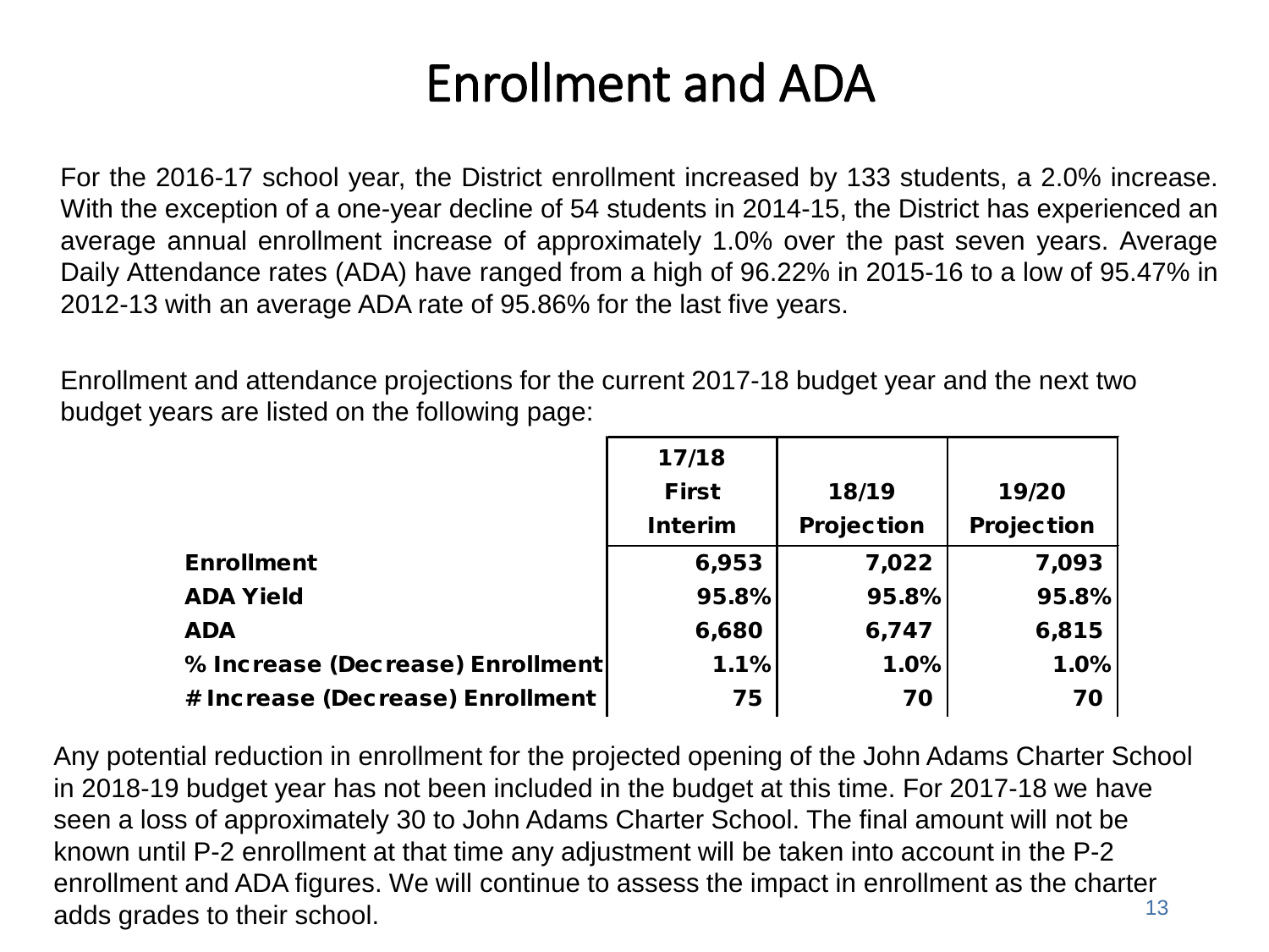# Enrollment and ADA

For the 2016-17 school year, the District enrollment increased by 133 students, a 2.0% increase. With the exception of a one-year decline of 54 students in 2014-15, the District has experienced an average annual enrollment increase of approximately 1.0% over the past seven years. Average Daily Attendance rates (ADA) have ranged from a high of 96.22% in 2015-16 to a low of 95.47% in 2012-13 with an average ADA rate of 95.86% for the last five years.

Enrollment and attendance projections for the current 2017-18 budget year and the next two budget years are listed on the following page:

| | 17/18 First Interim | 18/19 Projection | 19/20 Projection |
|---|---|---|---|
| **Enrollment** | 6,953 | 7,022 | 7,093 |
| **ADA Yield** | 95.8% | 95.8% | 95.8% |
| **ADA** | 6,680 | 6,747 | 6,815 |
| **% Increase (Decrease) Enrollment** | 1.1% | 1.0% | 1.0% |
| **# Increase (Decrease) Enrollment** | 75 | 70 | 70 |

Any potential reduction in enrollment for the projected opening of the John Adams Charter School in 2018-19 budget year has not been included in the budget at this time. For 2017-18 we have seen a loss of approximately 30 to John Adams Charter School. The final amount will not be known until P-2 enrollment at that time any adjustment will be taken into account in the P-2 enrollment and ADA figures. We will continue to assess the impact in enrollment as the charter adds grades to their school.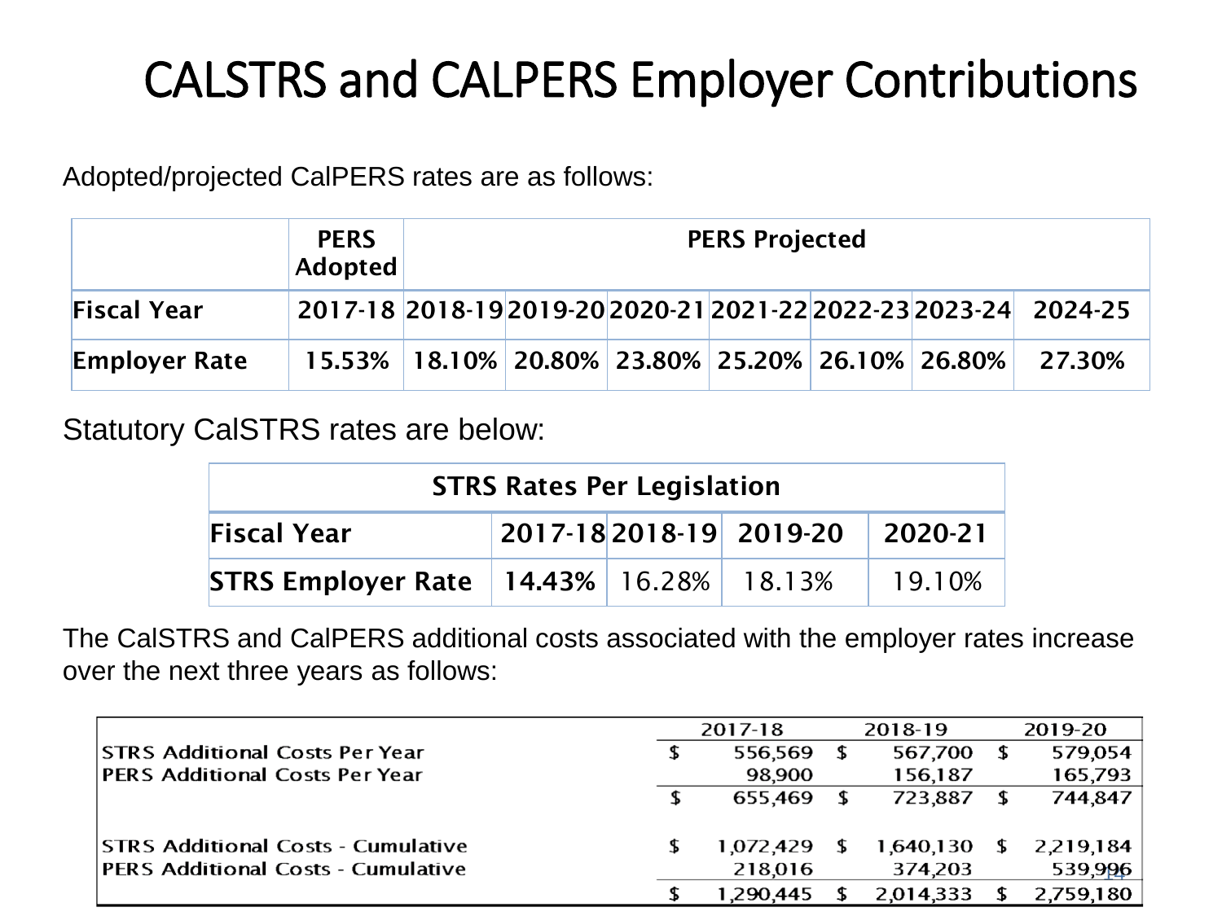# CALSTRS and CALPERS Employer Contributions

Adopted/projected CalPERS rates are as follows:

| | PERS Adopted | PERS Projected | | | | | | |
|---|---|---|---|---|---|---|---|---|
| **Fiscal Year** | 2017-18 | 2018-19 | 2019-20 | 2020-21 | 2021-22 | 2022-23 | 2023-24 | 2024-25 |
| **Employer Rate** | 15.53% | 18.10% | 20.80% | 23.80% | 25.20% | 26.10% | 26.80% | 27.30% |

Statutory CalSTRS rates are below:

| STRS Rates Per Legislation | | | | |
|---|---|---|---|---|
| **Fiscal Year** | **2017-18** | **2018-19** | **2019-20** | **2020-21** |
| **STRS Employer Rate** | **14.43%** | 16.28% | 18.13% | 19.10% |

The CalSTRS and CalPERS additional costs associated with the employer rates increase over the next three years as follows:

| | 2017-18 | 2018-19 | 2019-20 |
|---|---|---|---|
| STRS Additional Costs Per Year | $ 556,569 | $ 567,700 | $ 579,054 |
| PERS Additional Costs Per Year | 98,900 | 156,187 | 165,793 |
| | $ 655,469 | $ 723,887 | $ 744,847 |
| STRS Additional Costs - Cumulative | $ 1,072,429 | $ 1,640,130 | $ 2,219,184 |
| PERS Additional Costs - Cumulative | 218,016 | 374,203 | 539,996 |
| | $ 1,290,445 | $ 2,014,333 | $ 2,759,180 |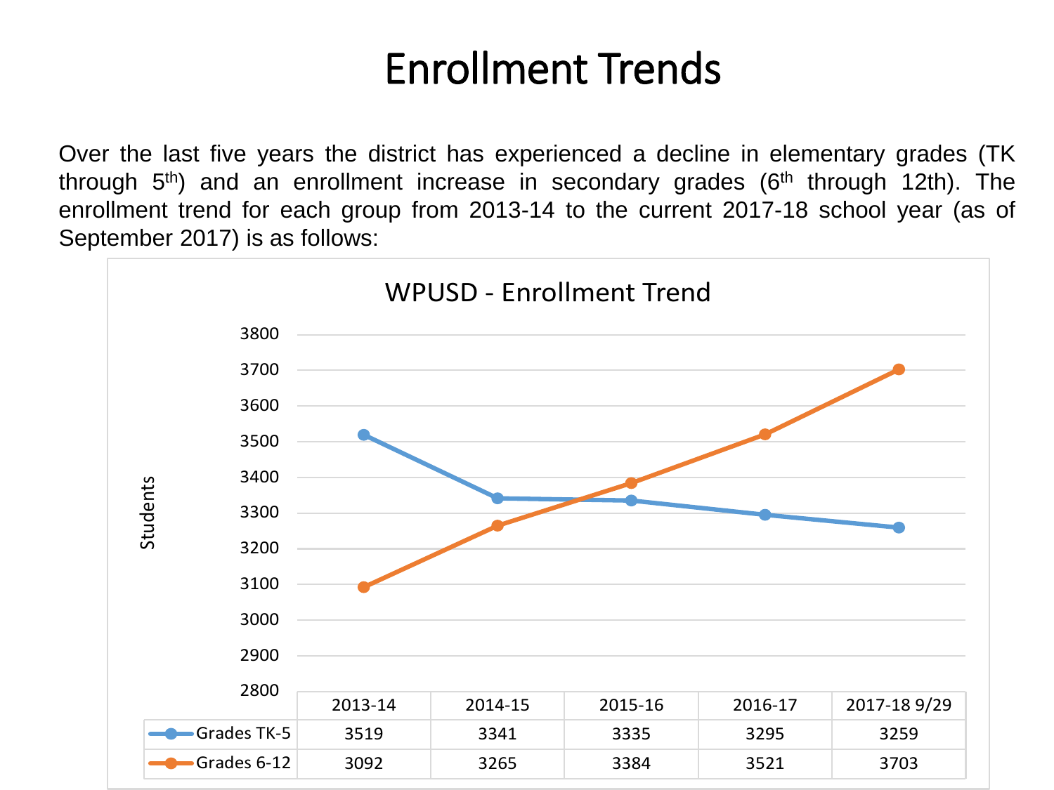# Enrollment Trends

Over the last five years the district has experienced a decline in elementary grades (TK through 5th) and an enrollment increase in secondary grades (6th through 12th). The enrollment trend for each group from 2013-14 to the current 2017-18 school year (as of September 2017) is as follows:

**WPUSD - Enrollment Trend**

| | 2013-14 | 2014-15 | 2015-16 | 2016-17 | 2017-18 9/29 |
|---|---|---|---|---|---|
| Grades TK-5 | 3519 | 3341 | 3335 | 3295 | 3259 |
| Grades 6-12 | 3092 | 3265 | 3384 | 3521 | 3703 |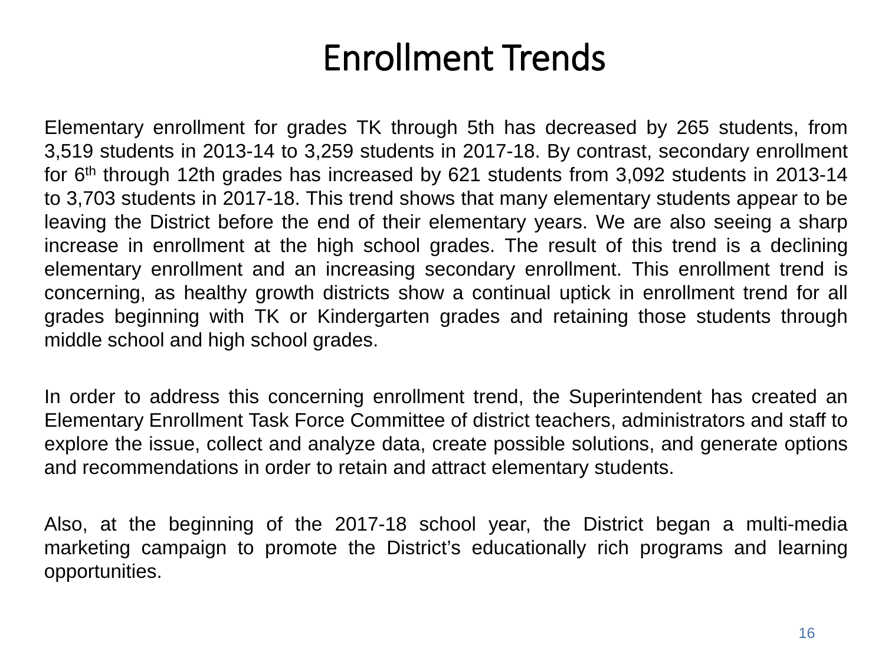# Enrollment Trends

Elementary enrollment for grades TK through 5th has decreased by 265 students, from 3,519 students in 2013-14 to 3,259 students in 2017-18. By contrast, secondary enrollment for 6th through 12th grades has increased by 621 students from 3,092 students in 2013-14 to 3,703 students in 2017-18. This trend shows that many elementary students appear to be leaving the District before the end of their elementary years. We are also seeing a sharp increase in enrollment at the high school grades. The result of this trend is a declining elementary enrollment and an increasing secondary enrollment. This enrollment trend is concerning, as healthy growth districts show a continual uptick in enrollment trend for all grades beginning with TK or Kindergarten grades and retaining those students through middle school and high school grades.

In order to address this concerning enrollment trend, the Superintendent has created an Elementary Enrollment Task Force Committee of district teachers, administrators and staff to explore the issue, collect and analyze data, create possible solutions, and generate options and recommendations in order to retain and attract elementary students.

Also, at the beginning of the 2017-18 school year, the District began a multi-media marketing campaign to promote the District's educationally rich programs and learning opportunities.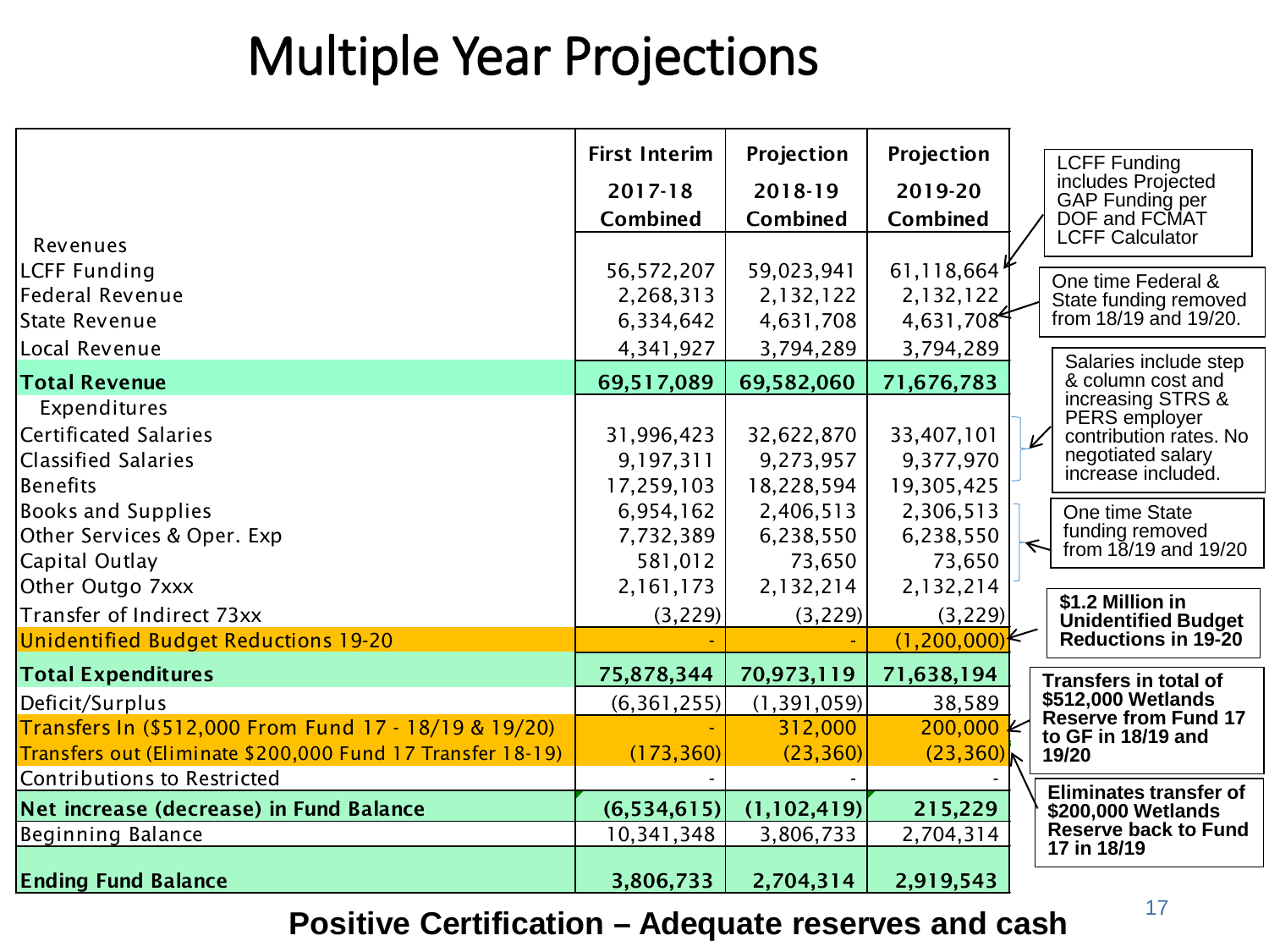# Multiple Year Projections

| | First Interim 2017-18 Combined | Projection 2018-19 Combined | Projection 2019-20 Combined |
|---|---|---|---|
| Revenues | | | |
| LCFF Funding | 56,572,207 | 59,023,941 | 61,118,664 |
| Federal Revenue | 2,268,313 | 2,132,122 | 2,132,122 |
| State Revenue | 6,334,642 | 4,631,708 | 4,631,708 |
| Local Revenue | 4,341,927 | 3,794,289 | 3,794,289 |
| **Total Revenue** | **69,517,089** | **69,582,060** | **71,676,783** |
| Expenditures | | | |
| Certificated Salaries | 31,996,423 | 32,622,870 | 33,407,101 |
| Classified Salaries | 9,197,311 | 9,273,957 | 9,377,970 |
| Benefits | 17,259,103 | 18,228,594 | 19,305,425 |
| Books and Supplies | 6,954,162 | 2,406,513 | 2,306,513 |
| Other Services & Oper. Exp | 7,732,389 | 6,238,550 | 6,238,550 |
| Capital Outlay | 581,012 | 73,650 | 73,650 |
| Other Outgo 7xxx | 2,161,173 | 2,132,214 | 2,132,214 |
| Transfer of Indirect 73xx | (3,229) | (3,229) | (3,229) |
| Unidentified Budget Reductions 19-20 | - | - | (1,200,000) |
| **Total Expenditures** | **75,878,344** | **70,973,119** | **71,638,194** |
| Deficit/Surplus | (6,361,255) | (1,391,059) | 38,589 |
| Transfers In ($512,000 From Fund 17 - 18/19 & 19/20) | - | 312,000 | 200,000 |
| Transfers out (Eliminate $200,000 Fund 17 Transfer 18-19) | (173,360) | (23,360) | (23,360) |
| Contributions to Restricted | - | - | - |
| **Net increase (decrease) in Fund Balance** | **(6,534,615)** | **(1,102,419)** | **215,229** |
| Beginning Balance | 10,341,348 | 3,806,733 | 2,704,314 |
| **Ending Fund Balance** | **3,806,733** | **2,704,314** | **2,919,543** |

Notes:

- LCFF Funding includes Projected GAP Funding per DOF and FCMAT LCFF Calculator
- One time Federal & State funding removed from 18/19 and 19/20.
- Salaries include step & column cost and increasing STRS & PERS employer contribution rates. No negotiated salary increase included.
- One time State funding removed from 18/19 and 19/20
- **$1.2 Million in Unidentified Budget Reductions in 19-20**
- **Transfers in total of $512,000 Wetlands Reserve from Fund 17 to GF in 18/19 and 19/20**
- **Eliminates transfer of $200,000 Wetlands Reserve back to Fund 17 in 18/19**

**Positive Certification – Adequate reserves and cash**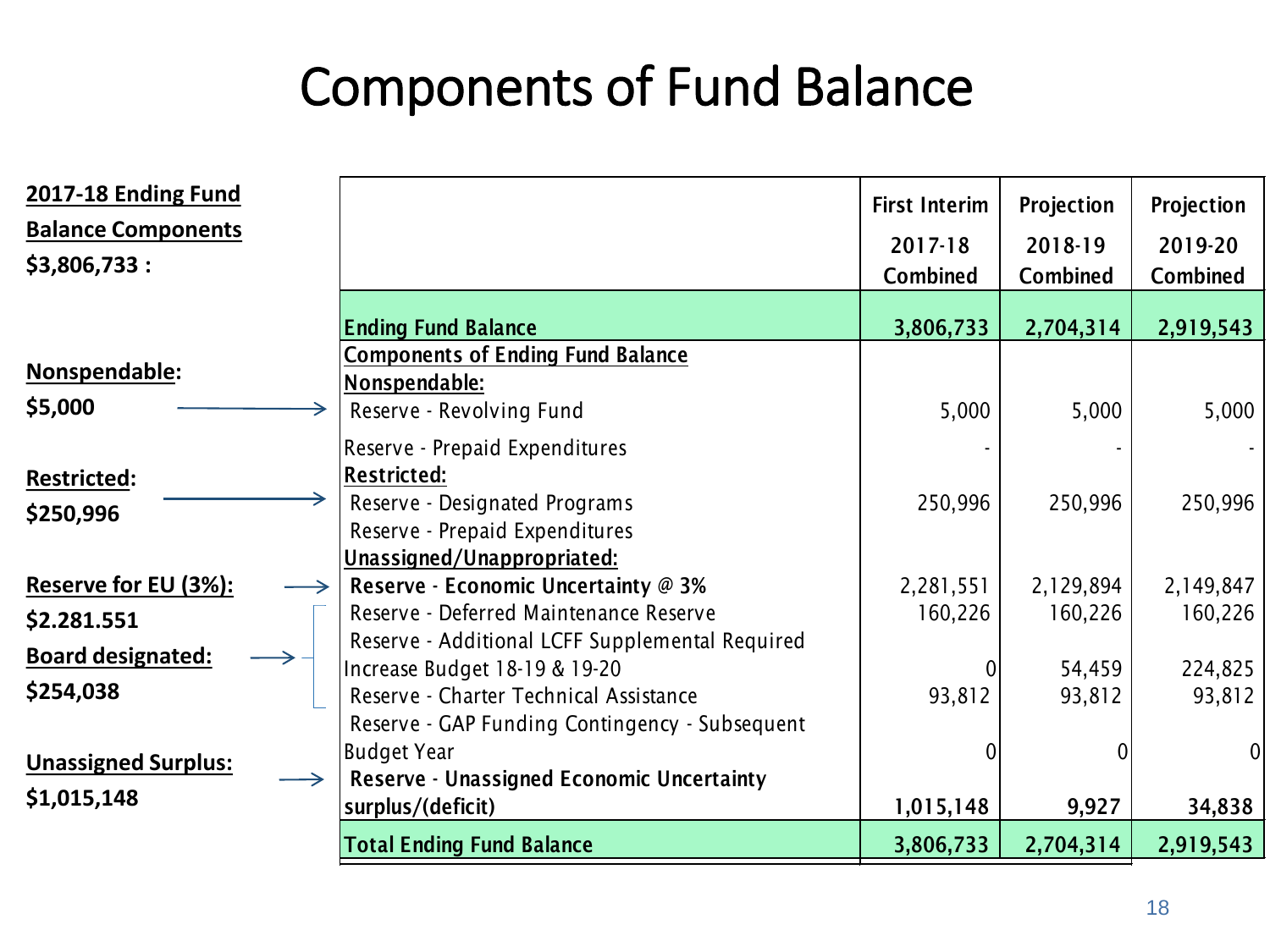# Components of Fund Balance

**2017-18 Ending Fund Balance Components**
**$3,806,733 :**

**Nonspendable:**
**$5,000**

**Restricted:**
**$250,996**

**Reserve for EU (3%):**
**$2.281.551**

**Board designated:**
**$254,038**

**Unassigned Surplus:**
**$1,015,148**

| | First Interim 2017-18 Combined | Projection 2018-19 Combined | Projection 2019-20 Combined |
|---|---|---|---|
| **Ending Fund Balance** | **3,806,733** | **2,704,314** | **2,919,543** |
| **Components of Ending Fund Balance** | | | |
| **Nonspendable:** | | | |
| Reserve - Revolving Fund | 5,000 | 5,000 | 5,000 |
| Reserve - Prepaid Expenditures | - | - | - |
| **Restricted:** | | | |
| Reserve - Designated Programs | 250,996 | 250,996 | 250,996 |
| Reserve - Prepaid Expenditures | | | |
| **Unassigned/Unappropriated:** | | | |
| **Reserve - Economic Uncertainty @ 3%** | 2,281,551 | 2,129,894 | 2,149,847 |
| Reserve - Deferred Maintenance Reserve | 160,226 | 160,226 | 160,226 |
| Reserve - Additional LCFF Supplemental Required Increase Budget 18-19 & 19-20 | 0 | 54,459 | 224,825 |
| Reserve - Charter Technical Assistance | 93,812 | 93,812 | 93,812 |
| Reserve - GAP Funding Contingency - Subsequent Budget Year | 0 | 0 | 0 |
| **Reserve - Unassigned Economic Uncertainty surplus/(deficit)** | **1,015,148** | **9,927** | **34,838** |
| **Total Ending Fund Balance** | **3,806,733** | **2,704,314** | **2,919,543** |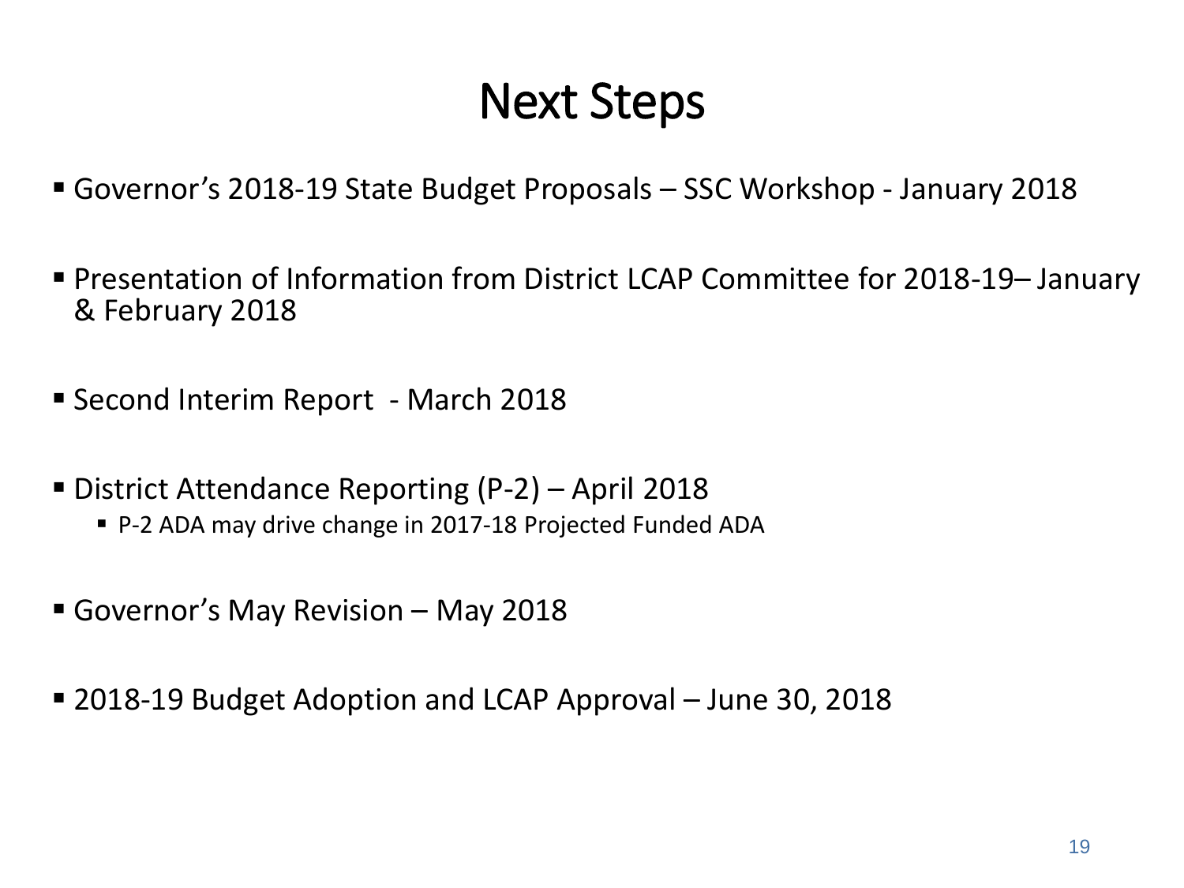# Next Steps

- Governor's 2018-19 State Budget Proposals – SSC Workshop - January 2018
- Presentation of Information from District LCAP Committee for 2018-19– January & February 2018
- Second Interim Report - March 2018
- District Attendance Reporting (P-2) – April 2018
  - P-2 ADA may drive change in 2017-18 Projected Funded ADA
- Governor's May Revision – May 2018
- 2018-19 Budget Adoption and LCAP Approval – June 30, 2018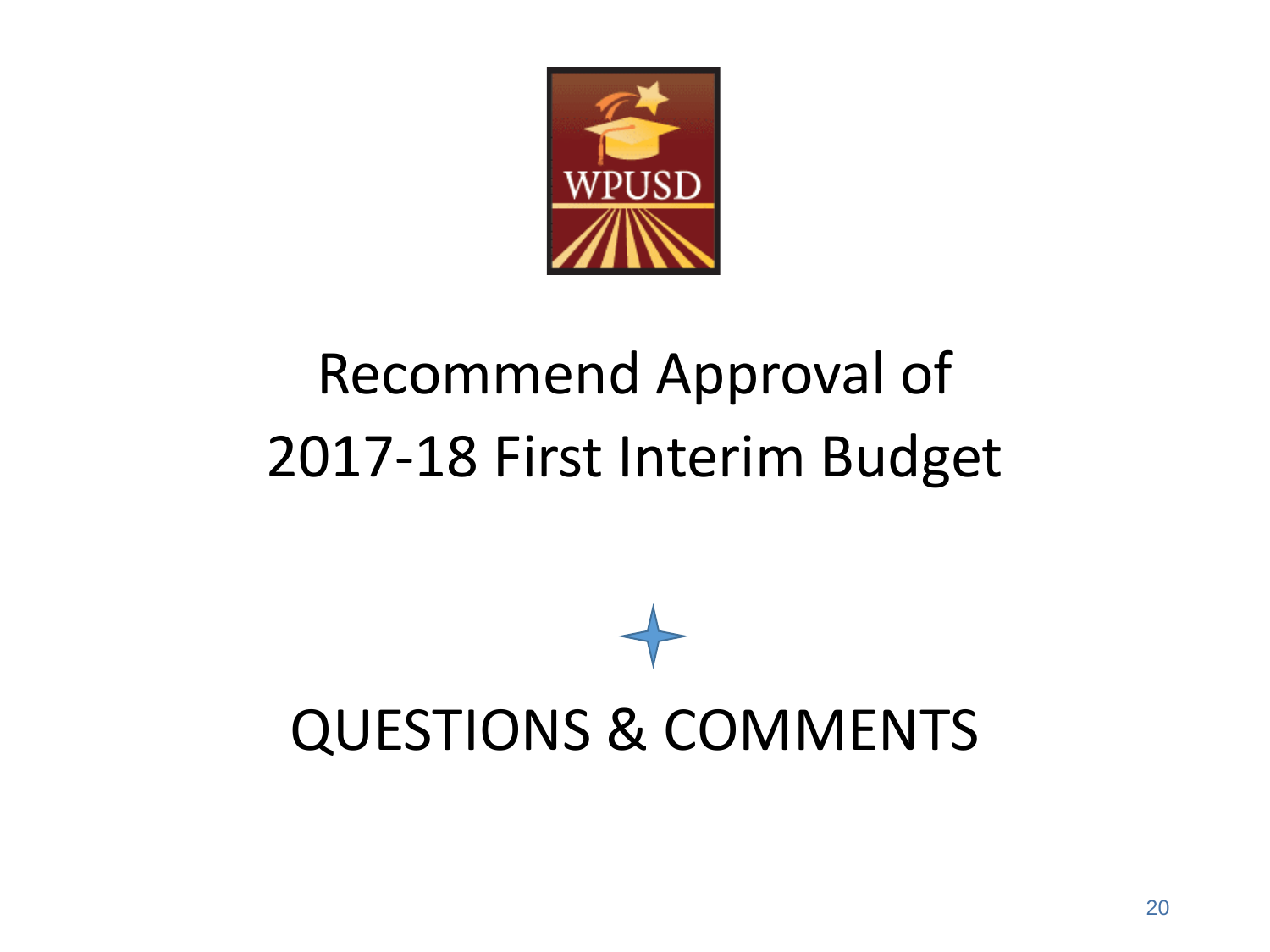# Recommend Approval of 2017-18 First Interim Budget

# QUESTIONS & COMMENTS